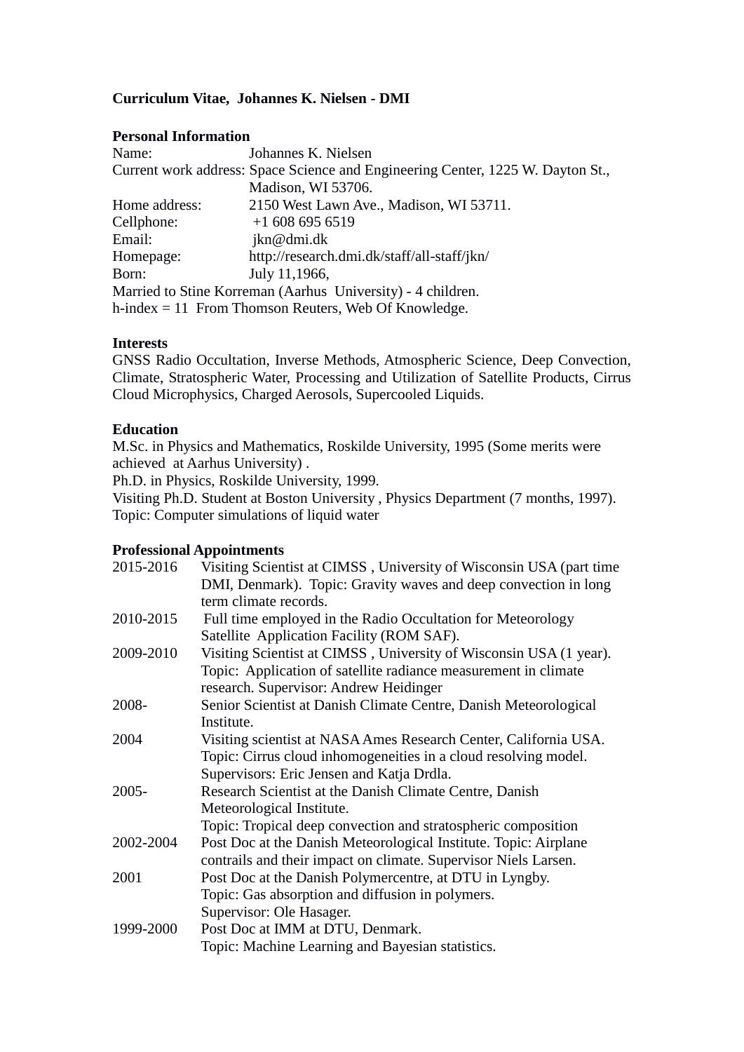**Curriculum Vitae, Johannes K. Nielsen - DMI**

**Personal Information**

Name: Johannes K. Nielsen
Current work address: Space Science and Engineering Center, 1225 W. Dayton St., Madison, WI 53706.
Home address: 2150 West Lawn Ave., Madison, WI 53711.
Cellphone: +1 608 695 6519
Email: jkn@dmi.dk
Homepage: http://research.dmi.dk/staff/all-staff/jkn/
Born: July 11,1966,
Married to Stine Korreman (Aarhus University) - 4 children.
h-index = 11 From Thomson Reuters, Web Of Knowledge.

**Interests**

GNSS Radio Occultation, Inverse Methods, Atmospheric Science, Deep Convection, Climate, Stratospheric Water, Processing and Utilization of Satellite Products, Cirrus Cloud Microphysics, Charged Aerosols, Supercooled Liquids.

**Education**

M.Sc. in Physics and Mathematics, Roskilde University, 1995 (Some merits were achieved at Aarhus University) .
Ph.D. in Physics, Roskilde University, 1999.
Visiting Ph.D. Student at Boston University , Physics Department (7 months, 1997). Topic: Computer simulations of liquid water

**Professional Appointments**

| | |
|---|---|
| 2015-2016 | Visiting Scientist at CIMSS , University of Wisconsin USA (part time DMI, Denmark). Topic: Gravity waves and deep convection in long term climate records. |
| 2010-2015 | Full time employed in the Radio Occultation for Meteorology Satellite Application Facility (ROM SAF). |
| 2009-2010 | Visiting Scientist at CIMSS , University of Wisconsin USA (1 year). Topic: Application of satellite radiance measurement in climate research. Supervisor: Andrew Heidinger |
| 2008- | Senior Scientist at Danish Climate Centre, Danish Meteorological Institute. |
| 2004 | Visiting scientist at NASA Ames Research Center, California USA. Topic: Cirrus cloud inhomogeneities in a cloud resolving model. Supervisors: Eric Jensen and Katja Drdla. |
| 2005- | Research Scientist at the Danish Climate Centre, Danish Meteorological Institute. Topic: Tropical deep convection and stratospheric composition |
| 2002-2004 | Post Doc at the Danish Meteorological Institute. Topic: Airplane contrails and their impact on climate. Supervisor Niels Larsen. |
| 2001 | Post Doc at the Danish Polymercentre, at DTU in Lyngby. Topic: Gas absorption and diffusion in polymers. Supervisor: Ole Hasager. |
| 1999-2000 | Post Doc at IMM at DTU, Denmark. Topic: Machine Learning and Bayesian statistics. |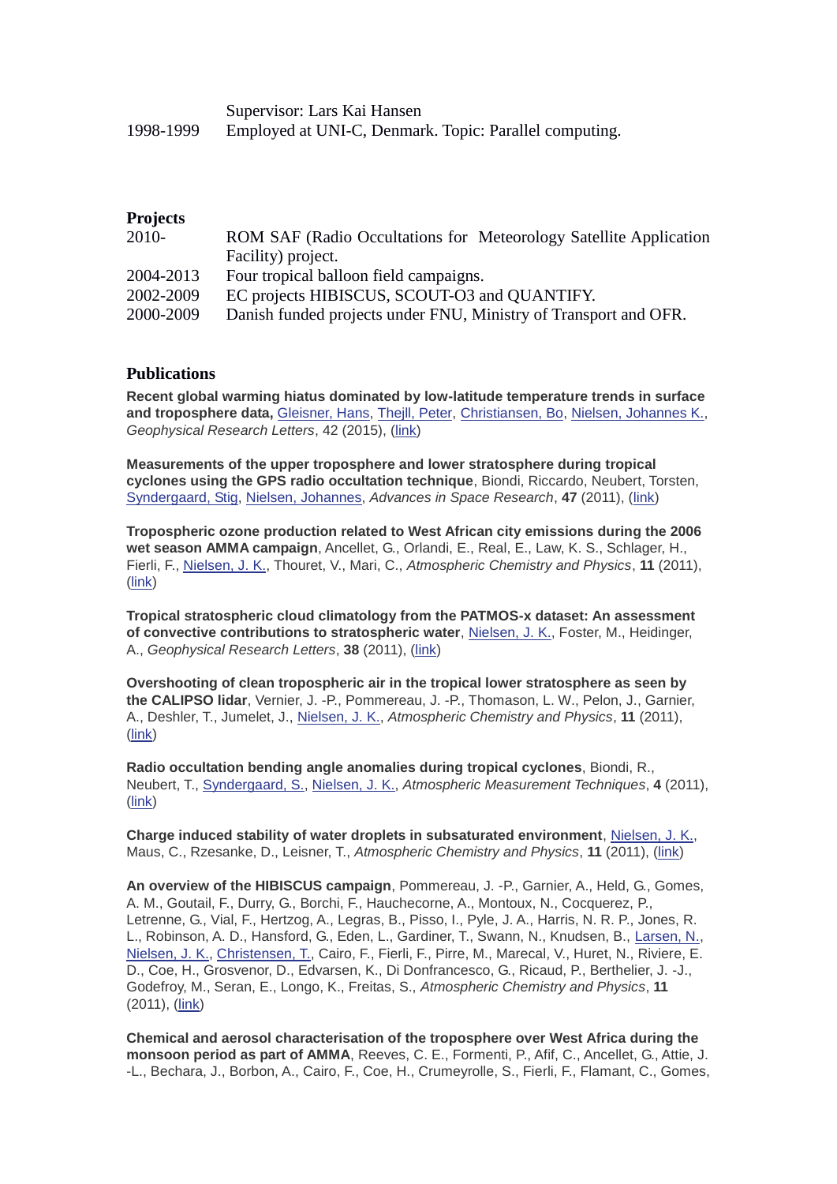| | |
|---|---|
| | Supervisor: Lars Kai Hansen |
| 1998-1999 | Employed at UNI-C, Denmark. Topic: Parallel computing. |

## Projects

| | |
|---|---|
| 2010- | ROM SAF (Radio Occultations for Meteorology Satellite Application Facility) project. |
| 2004-2013 | Four tropical balloon field campaigns. |
| 2002-2009 | EC projects HIBISCUS, SCOUT-O3 and QUANTIFY. |
| 2000-2009 | Danish funded projects under FNU, Ministry of Transport and OFR. |

## Publications

**Recent global warming hiatus dominated by low-latitude temperature trends in surface and troposphere data,** Gleisner, Hans, Thejll, Peter, Christiansen, Bo, Nielsen, Johannes K., *Geophysical Research Letters*, 42 (2015), (link)

**Measurements of the upper troposphere and lower stratosphere during tropical cyclones using the GPS radio occultation technique**, Biondi, Riccardo, Neubert, Torsten, Syndergaard, Stig, Nielsen, Johannes, *Advances in Space Research*, **47** (2011), (link)

**Tropospheric ozone production related to West African city emissions during the 2006 wet season AMMA campaign**, Ancellet, G., Orlandi, E., Real, E., Law, K. S., Schlager, H., Fierli, F., Nielsen, J. K., Thouret, V., Mari, C., *Atmospheric Chemistry and Physics*, **11** (2011), (link)

**Tropical stratospheric cloud climatology from the PATMOS-x dataset: An assessment of convective contributions to stratospheric water**, Nielsen, J. K., Foster, M., Heidinger, A., *Geophysical Research Letters*, **38** (2011), (link)

**Overshooting of clean tropospheric air in the tropical lower stratosphere as seen by the CALIPSO lidar**, Vernier, J. -P., Pommereau, J. -P., Thomason, L. W., Pelon, J., Garnier, A., Deshler, T., Jumelet, J., Nielsen, J. K., *Atmospheric Chemistry and Physics*, **11** (2011), (link)

**Radio occultation bending angle anomalies during tropical cyclones**, Biondi, R., Neubert, T., Syndergaard, S., Nielsen, J. K., *Atmospheric Measurement Techniques*, **4** (2011), (link)

**Charge induced stability of water droplets in subsaturated environment**, Nielsen, J. K., Maus, C., Rzesanke, D., Leisner, T., *Atmospheric Chemistry and Physics*, **11** (2011), (link)

**An overview of the HIBISCUS campaign**, Pommereau, J. -P., Garnier, A., Held, G., Gomes, A. M., Goutail, F., Durry, G., Borchi, F., Hauchecorne, A., Montoux, N., Cocquerez, P., Letrenne, G., Vial, F., Hertzog, A., Legras, B., Pisso, I., Pyle, J. A., Harris, N. R. P., Jones, R. L., Robinson, A. D., Hansford, G., Eden, L., Gardiner, T., Swann, N., Knudsen, B., Larsen, N., Nielsen, J. K., Christensen, T., Cairo, F., Fierli, F., Pirre, M., Marecal, V., Huret, N., Riviere, E. D., Coe, H., Grosvenor, D., Edvarsen, K., Di Donfrancesco, G., Ricaud, P., Berthelier, J. -J., Godefroy, M., Seran, E., Longo, K., Freitas, S., *Atmospheric Chemistry and Physics*, **11** (2011), (link)

**Chemical and aerosol characterisation of the troposphere over West Africa during the monsoon period as part of AMMA**, Reeves, C. E., Formenti, P., Afif, C., Ancellet, G., Attie, J. -L., Bechara, J., Borbon, A., Cairo, F., Coe, H., Crumeyrolle, S., Fierli, F., Flamant, C., Gomes,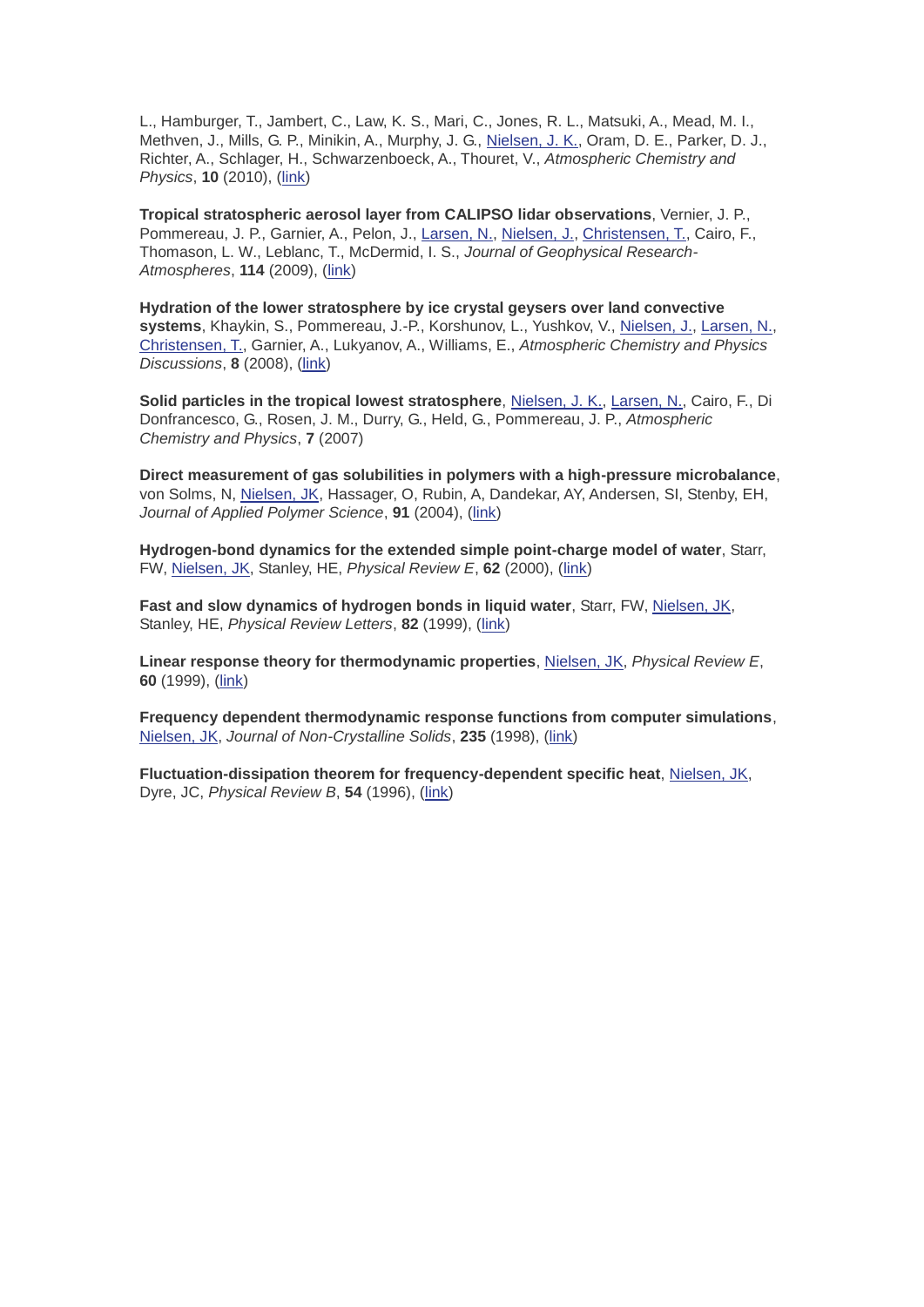L., Hamburger, T., Jambert, C., Law, K. S., Mari, C., Jones, R. L., Matsuki, A., Mead, M. I., Methven, J., Mills, G. P., Minikin, A., Murphy, J. G., Nielsen, J. K., Oram, D. E., Parker, D. J., Richter, A., Schlager, H., Schwarzenboeck, A., Thouret, V., *Atmospheric Chemistry and Physics*, **10** (2010), (link)

**Tropical stratospheric aerosol layer from CALIPSO lidar observations**, Vernier, J. P., Pommereau, J. P., Garnier, A., Pelon, J., Larsen, N., Nielsen, J., Christensen, T., Cairo, F., Thomason, L. W., Leblanc, T., McDermid, I. S., *Journal of Geophysical Research-Atmospheres*, **114** (2009), (link)

**Hydration of the lower stratosphere by ice crystal geysers over land convective systems**, Khaykin, S., Pommereau, J.-P., Korshunov, L., Yushkov, V., Nielsen, J., Larsen, N., Christensen, T., Garnier, A., Lukyanov, A., Williams, E., *Atmospheric Chemistry and Physics Discussions*, **8** (2008), (link)

**Solid particles in the tropical lowest stratosphere**, Nielsen, J. K., Larsen, N., Cairo, F., Di Donfrancesco, G., Rosen, J. M., Durry, G., Held, G., Pommereau, J. P., *Atmospheric Chemistry and Physics*, **7** (2007)

**Direct measurement of gas solubilities in polymers with a high-pressure microbalance**, von Solms, N, Nielsen, JK, Hassager, O, Rubin, A, Dandekar, AY, Andersen, SI, Stenby, EH, *Journal of Applied Polymer Science*, **91** (2004), (link)

**Hydrogen-bond dynamics for the extended simple point-charge model of water**, Starr, FW, Nielsen, JK, Stanley, HE, *Physical Review E*, **62** (2000), (link)

**Fast and slow dynamics of hydrogen bonds in liquid water**, Starr, FW, Nielsen, JK, Stanley, HE, *Physical Review Letters*, **82** (1999), (link)

**Linear response theory for thermodynamic properties**, Nielsen, JK, *Physical Review E*, **60** (1999), (link)

**Frequency dependent thermodynamic response functions from computer simulations**, Nielsen, JK, *Journal of Non-Crystalline Solids*, **235** (1998), (link)

**Fluctuation-dissipation theorem for frequency-dependent specific heat**, Nielsen, JK, Dyre, JC, *Physical Review B*, **54** (1996), (link)